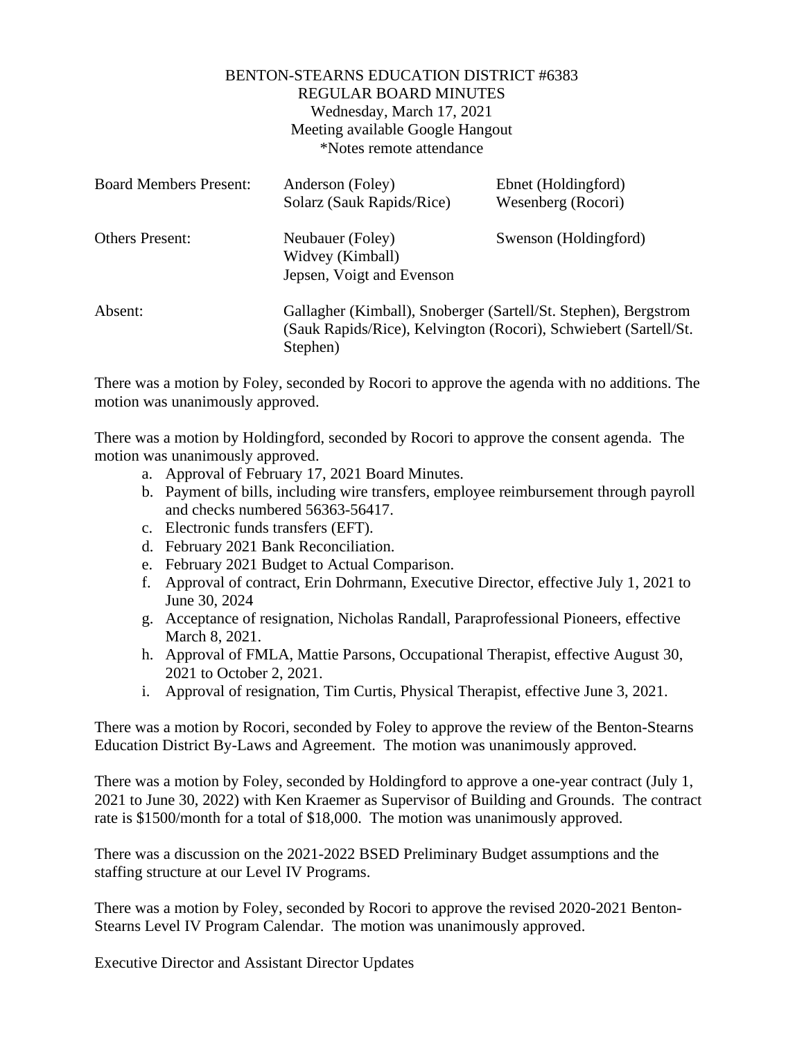BENTON-STEARNS EDUCATION DISTRICT #6383
REGULAR BOARD MINUTES
Wednesday, March 17, 2021
Meeting available Google Hangout
*Notes remote attendance

| | | |
|---|---|---|
| Board Members Present: | Anderson (Foley)<br>Solarz (Sauk Rapids/Rice) | Ebnet (Holdingford)<br>Wesenberg (Rocori) |
| Others Present: | Neubauer (Foley)<br>Widvey (Kimball)<br>Jepsen, Voigt and Evenson | Swenson (Holdingford) |
| Absent: | Gallagher (Kimball), Snoberger (Sartell/St. Stephen), Bergstrom (Sauk Rapids/Rice), Kelvington (Rocori), Schwiebert (Sartell/St. Stephen) | |

There was a motion by Foley, seconded by Rocori to approve the agenda with no additions. The motion was unanimously approved.

There was a motion by Holdingford, seconded by Rocori to approve the consent agenda. The motion was unanimously approved.

a. Approval of February 17, 2021 Board Minutes.
b. Payment of bills, including wire transfers, employee reimbursement through payroll and checks numbered 56363-56417.
c. Electronic funds transfers (EFT).
d. February 2021 Bank Reconciliation.
e. February 2021 Budget to Actual Comparison.
f. Approval of contract, Erin Dohrmann, Executive Director, effective July 1, 2021 to June 30, 2024
g. Acceptance of resignation, Nicholas Randall, Paraprofessional Pioneers, effective March 8, 2021.
h. Approval of FMLA, Mattie Parsons, Occupational Therapist, effective August 30, 2021 to October 2, 2021.
i. Approval of resignation, Tim Curtis, Physical Therapist, effective June 3, 2021.

There was a motion by Rocori, seconded by Foley to approve the review of the Benton-Stearns Education District By-Laws and Agreement. The motion was unanimously approved.

There was a motion by Foley, seconded by Holdingford to approve a one-year contract (July 1, 2021 to June 30, 2022) with Ken Kraemer as Supervisor of Building and Grounds. The contract rate is $1500/month for a total of $18,000. The motion was unanimously approved.

There was a discussion on the 2021-2022 BSED Preliminary Budget assumptions and the staffing structure at our Level IV Programs.

There was a motion by Foley, seconded by Rocori to approve the revised 2020-2021 Benton-Stearns Level IV Program Calendar. The motion was unanimously approved.

Executive Director and Assistant Director Updates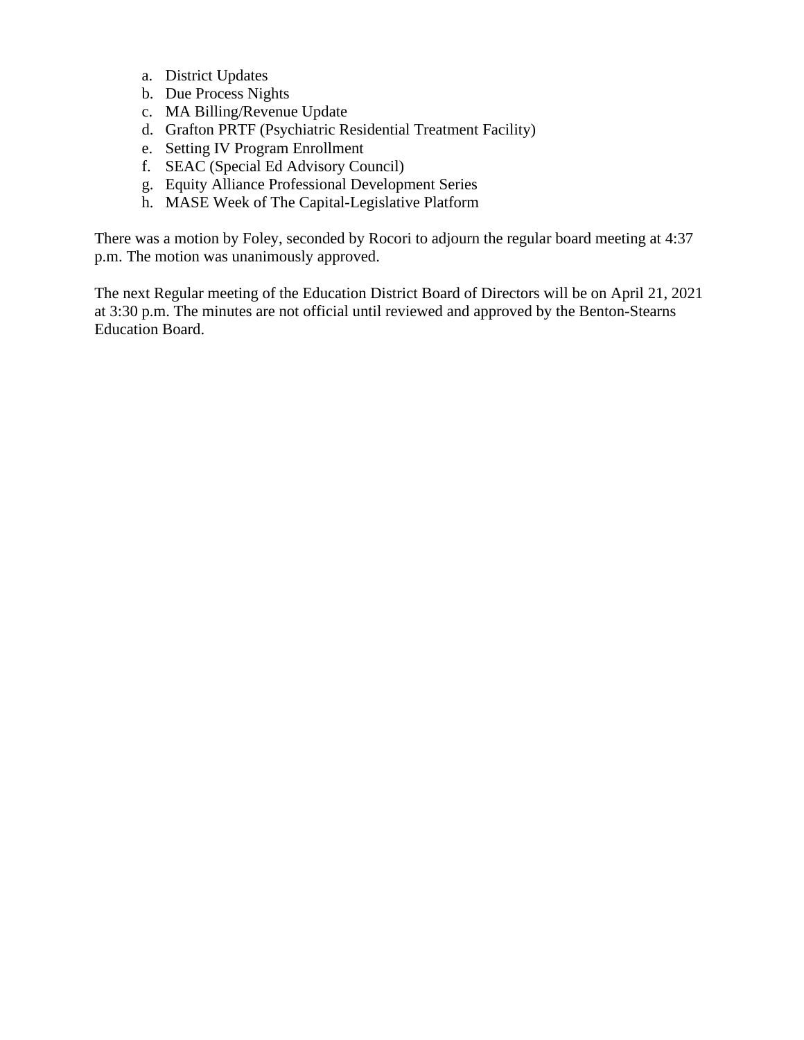a. District Updates
b. Due Process Nights
c. MA Billing/Revenue Update
d. Grafton PRTF (Psychiatric Residential Treatment Facility)
e. Setting IV Program Enrollment
f. SEAC (Special Ed Advisory Council)
g. Equity Alliance Professional Development Series
h. MASE Week of The Capital-Legislative Platform

There was a motion by Foley, seconded by Rocori to adjourn the regular board meeting at 4:37 p.m. The motion was unanimously approved.

The next Regular meeting of the Education District Board of Directors will be on April 21, 2021 at 3:30 p.m. The minutes are not official until reviewed and approved by the Benton-Stearns Education Board.